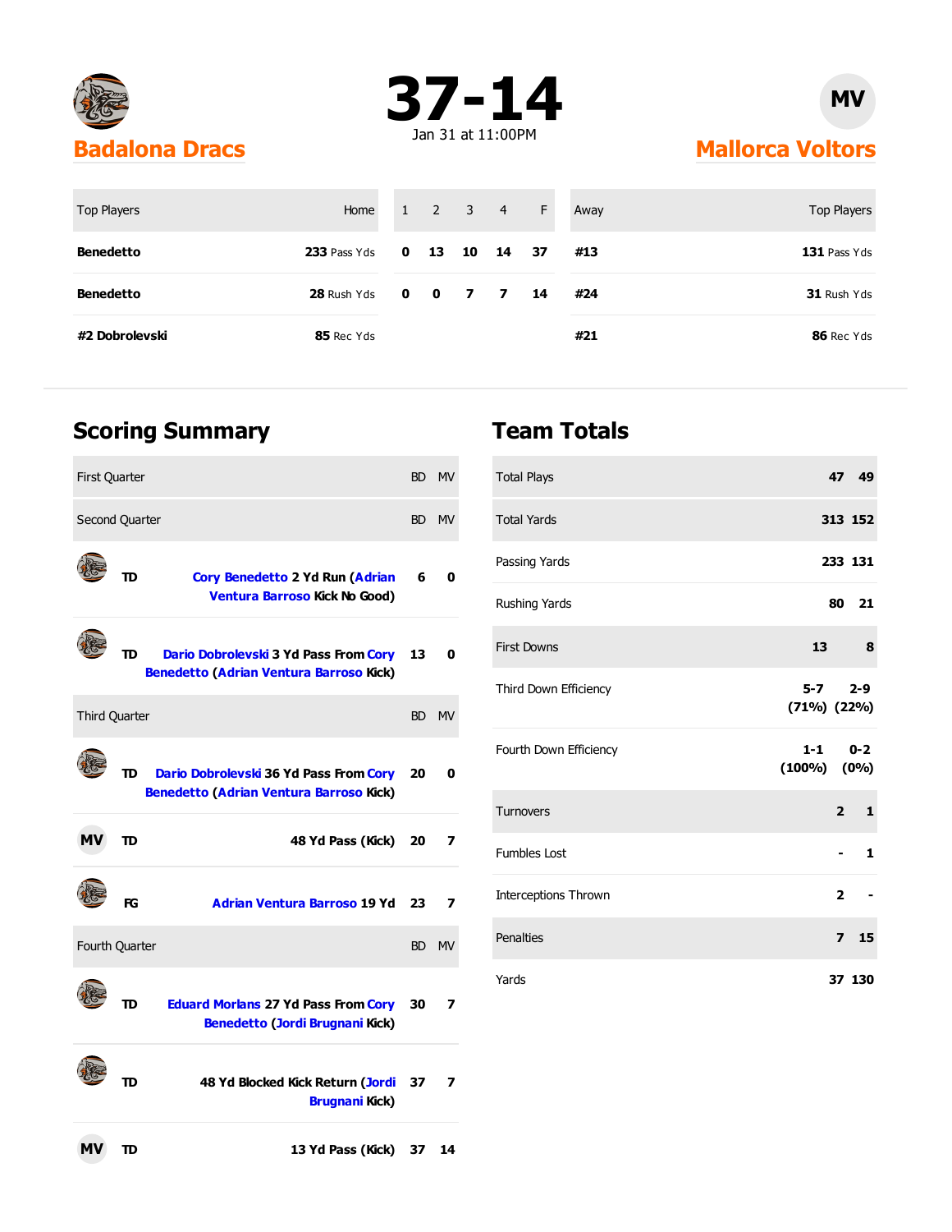# 37-14

Jan 31 at 11:00PM

**Badalona Dracs** vs **Mallorca Voltors** (MV)

| Top Players | Home | 1 | 2 | 3 | 4 | F | Away | Top Players |
|---|---|---|---|---|---|---|---|---|
| **Benedetto** | **233** Pass Yds | **0** | **13** | **10** | **14** | **37** | **#13** | **131** Pass Yds |
| **Benedetto** | **28** Rush Yds | **0** | **0** | **7** | **7** | **14** | **#24** | **31** Rush Yds |
| **#2 Dobrolevski** | **85** Rec Yds | | | | | | **#21** | **86** Rec Yds |

## Scoring Summary

| First Quarter | | BD | MV |
|---|---|---|---|
| **Second Quarter** | | **BD** | **MV** |
| TD | Cory Benedetto 2 Yd Run (Adrian Ventura Barroso Kick No Good) | 6 | 0 |
| TD | Dario Dobrolevski 3 Yd Pass From Cory Benedetto (Adrian Ventura Barroso Kick) | 13 | 0 |
| **Third Quarter** | | **BD** | **MV** |
| TD | Dario Dobrolevski 36 Yd Pass From Cory Benedetto (Adrian Ventura Barroso Kick) | 20 | 0 |
| MV TD | 48 Yd Pass (Kick) | 20 | 7 |
| FG | Adrian Ventura Barroso 19 Yd | 23 | 7 |
| **Fourth Quarter** | | **BD** | **MV** |
| TD | Eduard Morlans 27 Yd Pass From Cory Benedetto (Jordi Brugnani Kick) | 30 | 7 |
| TD | 48 Yd Blocked Kick Return (Jordi Brugnani Kick) | 37 | 7 |
| MV TD | 13 Yd Pass (Kick) | 37 | 14 |

## Team Totals

| | BD | MV |
|---|---|---|
| Total Plays | 47 | 49 |
| Total Yards | 313 | 152 |
| Passing Yards | 233 | 131 |
| Rushing Yards | 80 | 21 |
| First Downs | 13 | 8 |
| Third Down Efficiency | 5-7 (71%) | 2-9 (22%) |
| Fourth Down Efficiency | 1-1 (100%) | 0-2 (0%) |
| Turnovers | 2 | 1 |
| Fumbles Lost | - | 1 |
| Interceptions Thrown | 2 | - |
| Penalties | 7 | 15 |
| Yards | 37 | 130 |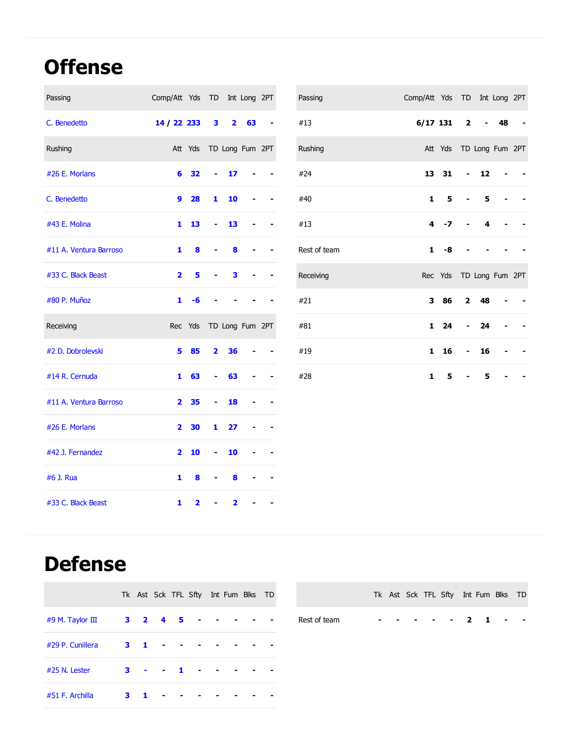# Offense

| Passing | Comp/Att | Yds | TD | Int | Long | 2PT |
|---|---|---|---|---|---|---|
| C. Benedetto | 14 / 22 | 233 | 3 | 2 | 63 | - |

| Rushing | Att | Yds | TD | Long | Fum | 2PT |
|---|---|---|---|---|---|---|
| #26 E. Morlans | 6 | 32 | - | 17 | - | - |
| C. Benedetto | 9 | 28 | 1 | 10 | - | - |
| #43 E. Molina | 1 | 13 | - | 13 | - | - |
| #11 A. Ventura Barroso | 1 | 8 | - | 8 | - | - |
| #33 C. Black Beast | 2 | 5 | - | 3 | - | - |
| #80 P. Muñoz | 1 | -6 | - | - | - | - |

| Receiving | Rec | Yds | TD | Long | Fum | 2PT |
|---|---|---|---|---|---|---|
| #2 D. Dobrolevski | 5 | 85 | 2 | 36 | - | - |
| #14 R. Cernuda | 1 | 63 | - | 63 | - | - |
| #11 A. Ventura Barroso | 2 | 35 | - | 18 | - | - |
| #26 E. Morlans | 2 | 30 | 1 | 27 | - | - |
| #42 J. Fernandez | 2 | 10 | - | 10 | - | - |
| #6 J. Rua | 1 | 8 | - | 8 | - | - |
| #33 C. Black Beast | 1 | 2 | - | 2 | - | - |

| Passing | Comp/Att | Yds | TD | Int | Long | 2PT |
|---|---|---|---|---|---|---|
| #13 | 6/17 | 131 | 2 | - | 48 | - |

| Rushing | Att | Yds | TD | Long | Fum | 2PT |
|---|---|---|---|---|---|---|
| #24 | 13 | 31 | - | 12 | - | - |
| #40 | 1 | 5 | - | 5 | - | - |
| #13 | 4 | -7 | - | 4 | - | - |
| Rest of team | 1 | -8 | - | - | - | - |

| Receiving | Rec | Yds | TD | Long | Fum | 2PT |
|---|---|---|---|---|---|---|
| #21 | 3 | 86 | 2 | 48 | - | - |
| #81 | 1 | 24 | - | 24 | - | - |
| #19 | 1 | 16 | - | 16 | - | - |
| #28 | 1 | 5 | - | 5 | - | - |

# Defense

| | Tk | Ast | Sck | TFL | Sfty | Int | Fum | Blks | TD |
|---|---|---|---|---|---|---|---|---|---|
| #9 M. Taylor III | 3 | 2 | 4 | 5 | - | - | - | - | - |
| #29 P. Cunillera | 3 | 1 | - | - | - | - | - | - | - |
| #25 N. Lester | 3 | - | - | 1 | - | - | - | - | - |
| #51 F. Archilla | 3 | 1 | - | - | - | - | - | - | - |

| | Tk | Ast | Sck | TFL | Sfty | Int | Fum | Blks | TD |
|---|---|---|---|---|---|---|---|---|---|
| Rest of team | - | - | - | - | - | 2 | 1 | - | - |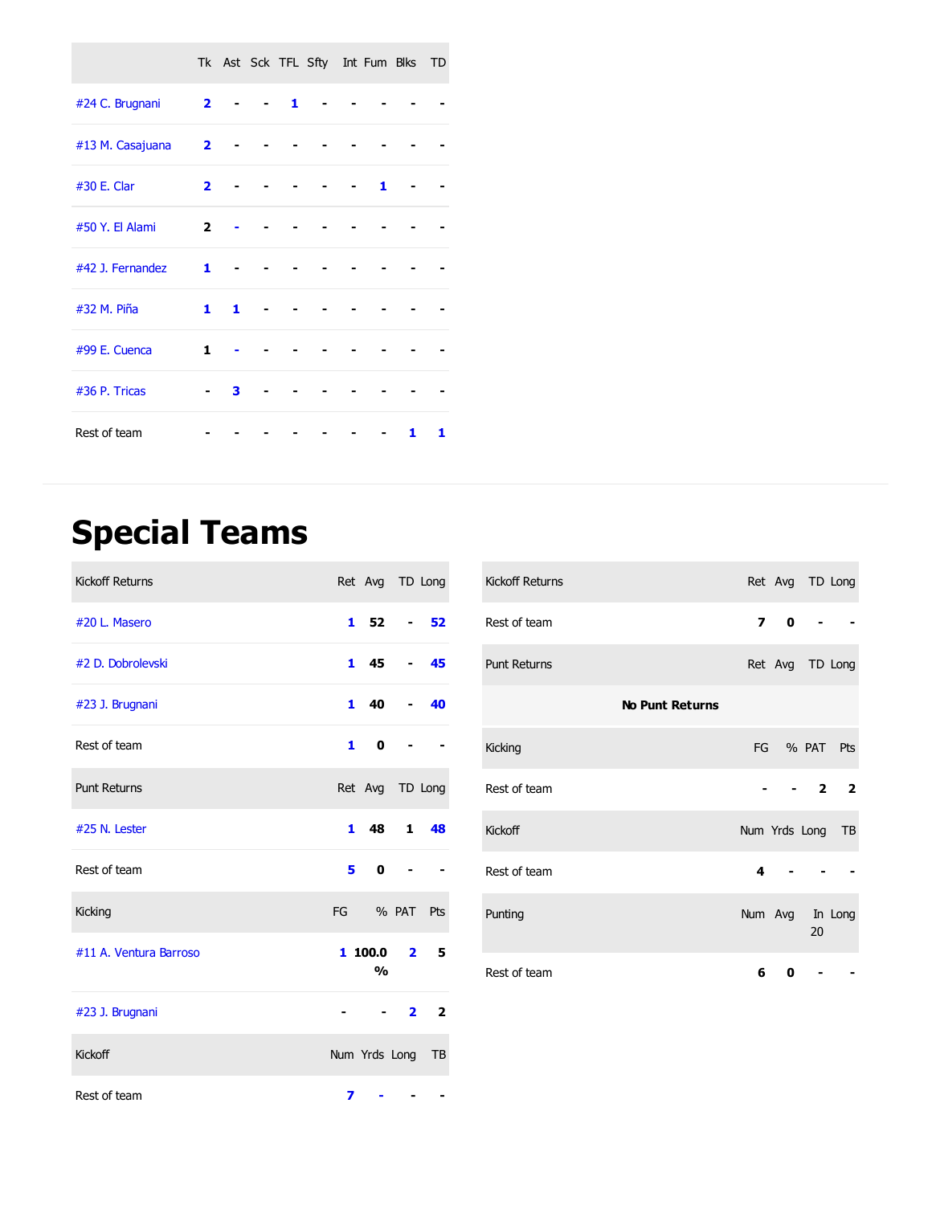| | Tk | Ast | Sck | TFL | Sfty | Int | Fum | Blks | TD |
|---|---|---|---|---|---|---|---|---|---|
| #24 C. Brugnani | 2 | - | - | 1 | - | - | - | - | - |
| #13 M. Casajuana | 2 | - | - | - | - | - | - | - | - |
| #30 E. Clar | 2 | - | - | - | - | - | 1 | - | - |
| #50 Y. El Alami | 2 | - | - | - | - | - | - | - | - |
| #42 J. Fernandez | 1 | - | - | - | - | - | - | - | - |
| #32 M. Piña | 1 | 1 | - | - | - | - | - | - | - |
| #99 E. Cuenca | 1 | - | - | - | - | - | - | - | - |
| #36 P. Tricas | - | 3 | - | - | - | - | - | - | - |
| Rest of team | - | - | - | - | - | - | - | 1 | 1 |

# Special Teams

| Kickoff Returns | Ret | Avg | TD | Long |
|---|---|---|---|---|
| #20 L. Masero | 1 | 52 | - | 52 |
| #2 D. Dobrolevski | 1 | 45 | - | 45 |
| #23 J. Brugnani | 1 | 40 | - | 40 |
| Rest of team | 1 | 0 | - | - |

| Punt Returns | Ret | Avg | TD | Long |
|---|---|---|---|---|
| #25 N. Lester | 1 | 48 | 1 | 48 |
| Rest of team | 5 | 0 | - | - |

| Kicking | FG | % | PAT | Pts |
|---|---|---|---|---|
| #11 A. Ventura Barroso | 1 | 100.0 % | 2 | 5 |
| #23 J. Brugnani | - | - | 2 | 2 |

| Kickoff | Num | Yrds | Long | TB |
|---|---|---|---|---|
| Rest of team | 7 | - | - | - |

| Kickoff Returns | Ret | Avg | TD | Long |
|---|---|---|---|---|
| Rest of team | 7 | 0 | - | - |

| Punt Returns | Ret | Avg | TD | Long |
|---|---|---|---|---|
| **No Punt Returns** | | | | |

| Kicking | FG | % | PAT | Pts |
|---|---|---|---|---|
| Rest of team | - | - | 2 | 2 |

| Kickoff | Num | Yrds | Long | TB |
|---|---|---|---|---|
| Rest of team | 4 | - | - | - |

| Punting | Num | Avg | In 20 | Long |
|---|---|---|---|---|
| Rest of team | 6 | 0 | - | - |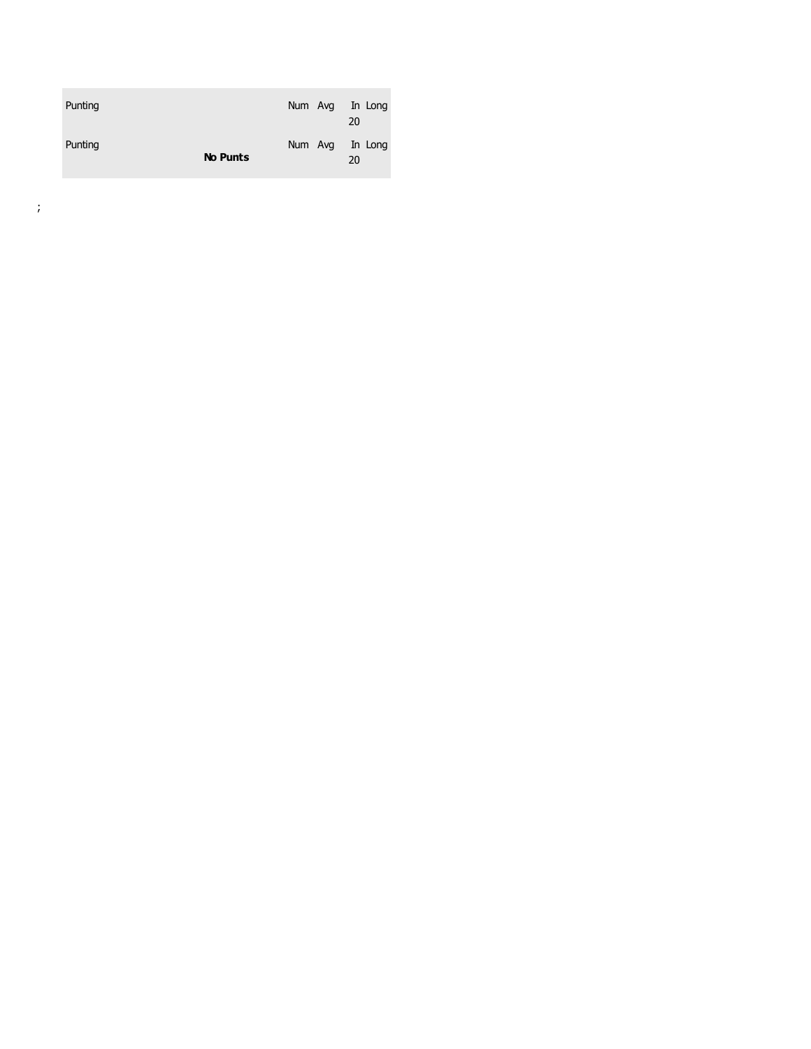| Punting | | Num | Avg | In 20 | Long |
| --- | --- | --- | --- | --- | --- |

| Punting | | Num | Avg | In 20 | Long |
| --- | --- | --- | --- | --- | --- |
| | **No Punts** | | | | |

;